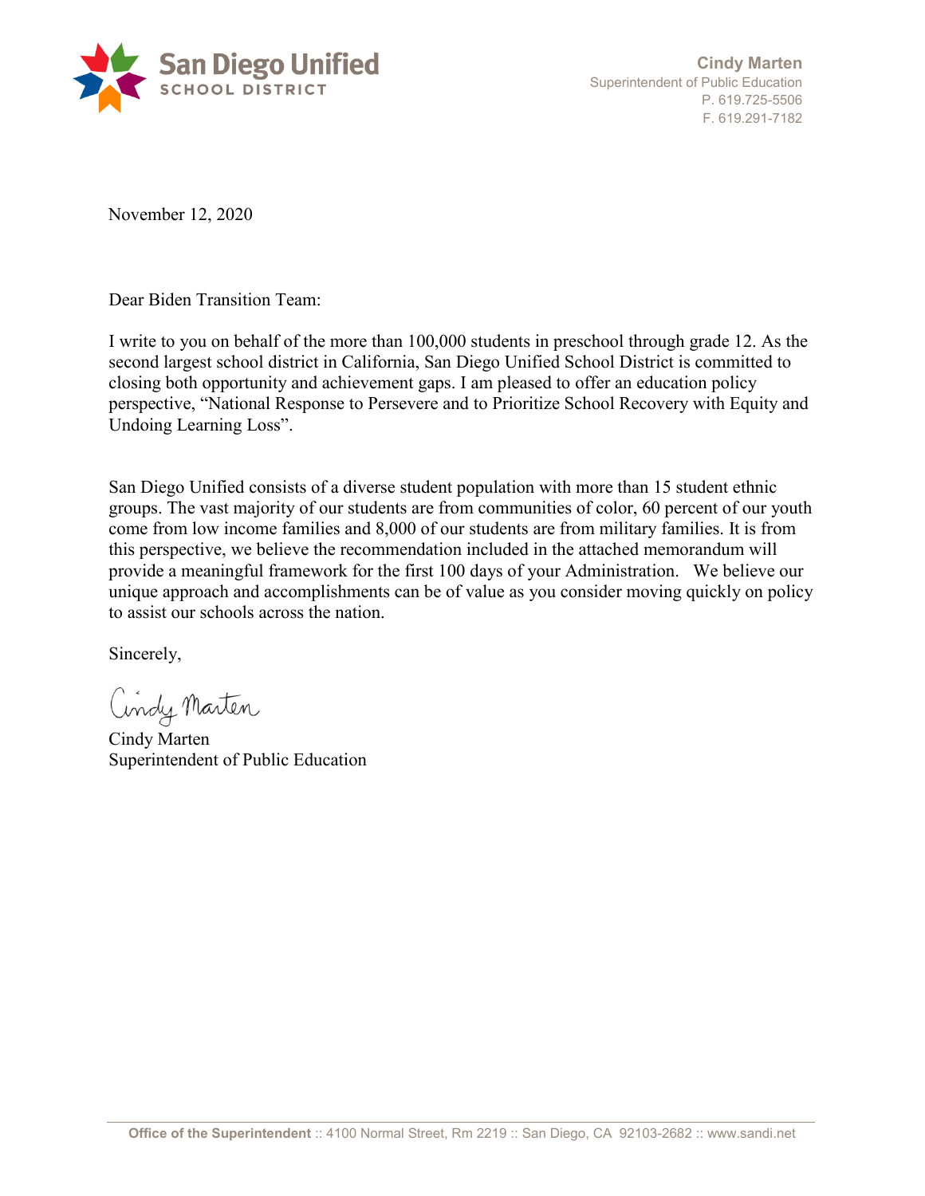San Diego Unified
SCHOOL DISTRICT

**Cindy Marten**
Superintendent of Public Education
P. 619.725-5506
F. 619.291-7182

November 12, 2020

Dear Biden Transition Team:

I write to you on behalf of the more than 100,000 students in preschool through grade 12. As the second largest school district in California, San Diego Unified School District is committed to closing both opportunity and achievement gaps. I am pleased to offer an education policy perspective, "National Response to Persevere and to Prioritize School Recovery with Equity and Undoing Learning Loss".

San Diego Unified consists of a diverse student population with more than 15 student ethnic groups. The vast majority of our students are from communities of color, 60 percent of our youth come from low income families and 8,000 of our students are from military families. It is from this perspective, we believe the recommendation included in the attached memorandum will provide a meaningful framework for the first 100 days of your Administration. We believe our unique approach and accomplishments can be of value as you consider moving quickly on policy to assist our schools across the nation.

Sincerely,

Cindy Marten

Cindy Marten
Superintendent of Public Education

**Office of the Superintendent** :: 4100 Normal Street, Rm 2219 :: San Diego, CA 92103-2682 :: www.sandi.net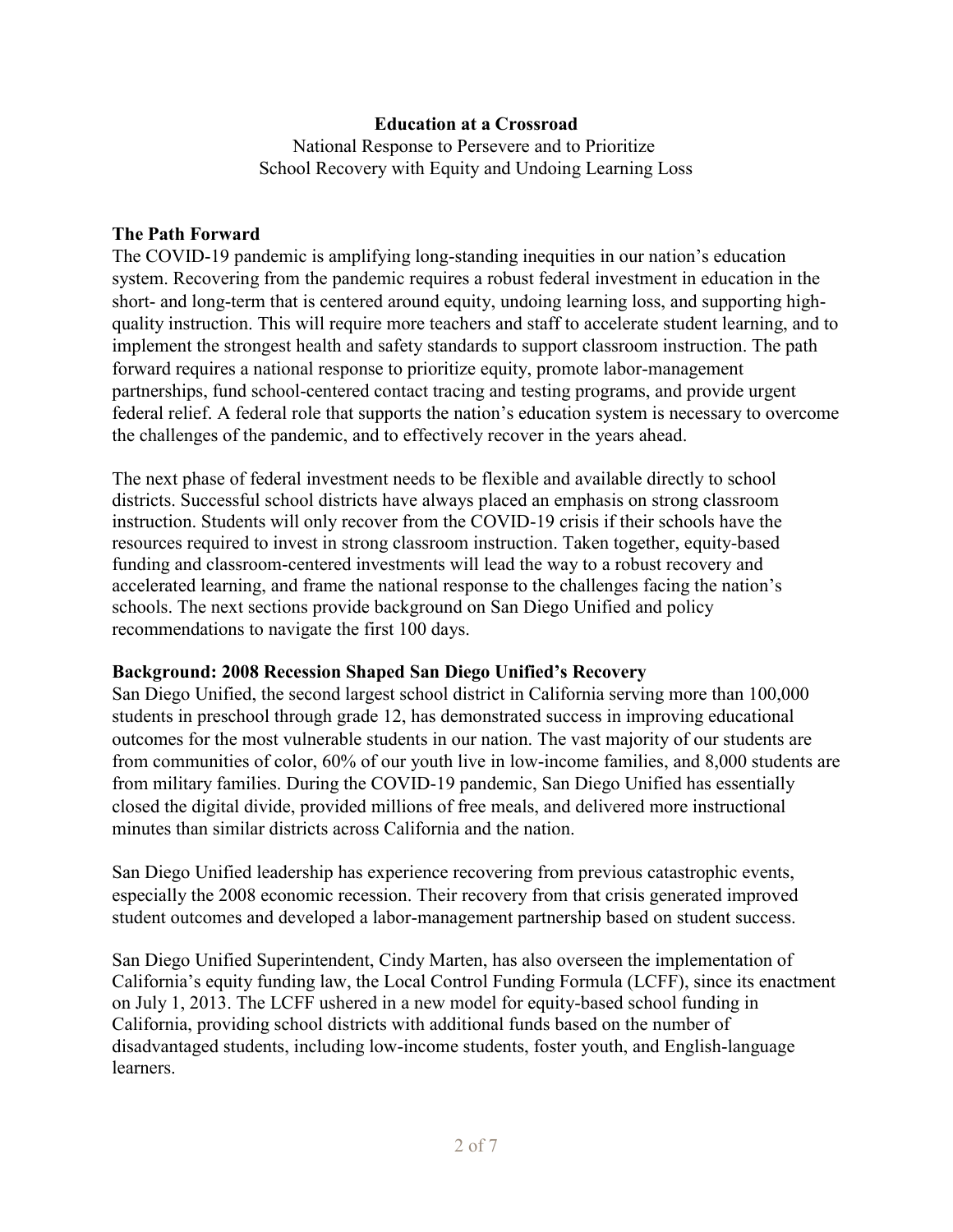**Education at a Crossroad**

National Response to Persevere and to Prioritize
School Recovery with Equity and Undoing Learning Loss

## The Path Forward

The COVID-19 pandemic is amplifying long-standing inequities in our nation's education system. Recovering from the pandemic requires a robust federal investment in education in the short- and long-term that is centered around equity, undoing learning loss, and supporting high-quality instruction. This will require more teachers and staff to accelerate student learning, and to implement the strongest health and safety standards to support classroom instruction. The path forward requires a national response to prioritize equity, promote labor-management partnerships, fund school-centered contact tracing and testing programs, and provide urgent federal relief. A federal role that supports the nation's education system is necessary to overcome the challenges of the pandemic, and to effectively recover in the years ahead.

The next phase of federal investment needs to be flexible and available directly to school districts. Successful school districts have always placed an emphasis on strong classroom instruction. Students will only recover from the COVID-19 crisis if their schools have the resources required to invest in strong classroom instruction. Taken together, equity-based funding and classroom-centered investments will lead the way to a robust recovery and accelerated learning, and frame the national response to the challenges facing the nation's schools. The next sections provide background on San Diego Unified and policy recommendations to navigate the first 100 days.

## Background: 2008 Recession Shaped San Diego Unified's Recovery

San Diego Unified, the second largest school district in California serving more than 100,000 students in preschool through grade 12, has demonstrated success in improving educational outcomes for the most vulnerable students in our nation. The vast majority of our students are from communities of color, 60% of our youth live in low-income families, and 8,000 students are from military families. During the COVID-19 pandemic, San Diego Unified has essentially closed the digital divide, provided millions of free meals, and delivered more instructional minutes than similar districts across California and the nation.

San Diego Unified leadership has experience recovering from previous catastrophic events, especially the 2008 economic recession. Their recovery from that crisis generated improved student outcomes and developed a labor-management partnership based on student success.

San Diego Unified Superintendent, Cindy Marten, has also overseen the implementation of California's equity funding law, the Local Control Funding Formula (LCFF), since its enactment on July 1, 2013. The LCFF ushered in a new model for equity-based school funding in California, providing school districts with additional funds based on the number of disadvantaged students, including low-income students, foster youth, and English-language learners.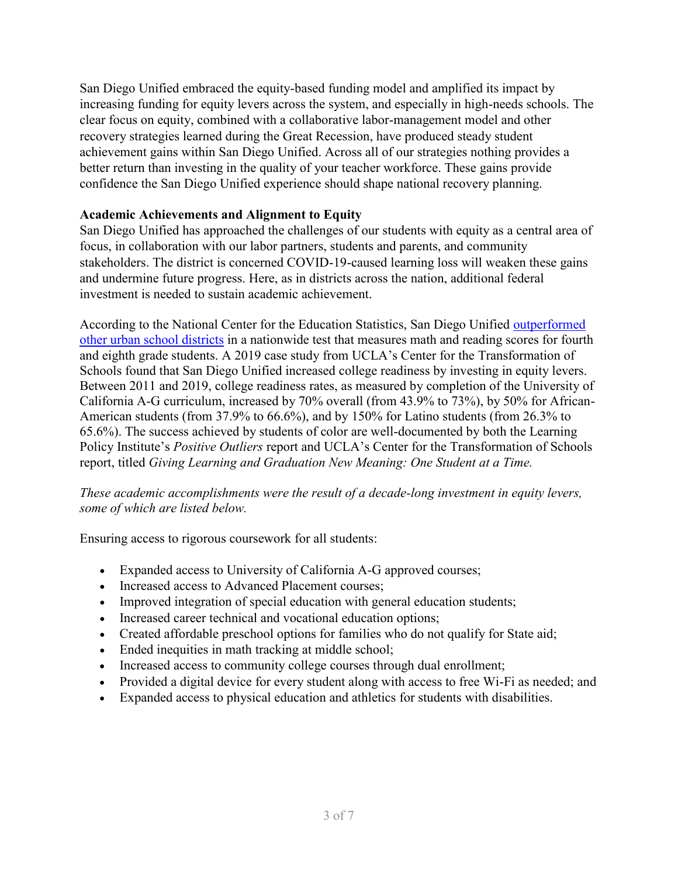San Diego Unified embraced the equity-based funding model and amplified its impact by increasing funding for equity levers across the system, and especially in high-needs schools. The clear focus on equity, combined with a collaborative labor-management model and other recovery strategies learned during the Great Recession, have produced steady student achievement gains within San Diego Unified. Across all of our strategies nothing provides a better return than investing in the quality of your teacher workforce. These gains provide confidence the San Diego Unified experience should shape national recovery planning.

**Academic Achievements and Alignment to Equity**

San Diego Unified has approached the challenges of our students with equity as a central area of focus, in collaboration with our labor partners, students and parents, and community stakeholders. The district is concerned COVID-19-caused learning loss will weaken these gains and undermine future progress. Here, as in districts across the nation, additional federal investment is needed to sustain academic achievement.

According to the National Center for the Education Statistics, San Diego Unified outperformed other urban school districts in a nationwide test that measures math and reading scores for fourth and eighth grade students. A 2019 case study from UCLA's Center for the Transformation of Schools found that San Diego Unified increased college readiness by investing in equity levers. Between 2011 and 2019, college readiness rates, as measured by completion of the University of California A-G curriculum, increased by 70% overall (from 43.9% to 73%), by 50% for African-American students (from 37.9% to 66.6%), and by 150% for Latino students (from 26.3% to 65.6%). The success achieved by students of color are well-documented by both the Learning Policy Institute's *Positive Outliers* report and UCLA's Center for the Transformation of Schools report, titled *Giving Learning and Graduation New Meaning: One Student at a Time.*

*These academic accomplishments were the result of a decade-long investment in equity levers, some of which are listed below.*

Ensuring access to rigorous coursework for all students:

- Expanded access to University of California A-G approved courses;
- Increased access to Advanced Placement courses;
- Improved integration of special education with general education students;
- Increased career technical and vocational education options;
- Created affordable preschool options for families who do not qualify for State aid;
- Ended inequities in math tracking at middle school;
- Increased access to community college courses through dual enrollment;
- Provided a digital device for every student along with access to free Wi-Fi as needed; and
- Expanded access to physical education and athletics for students with disabilities.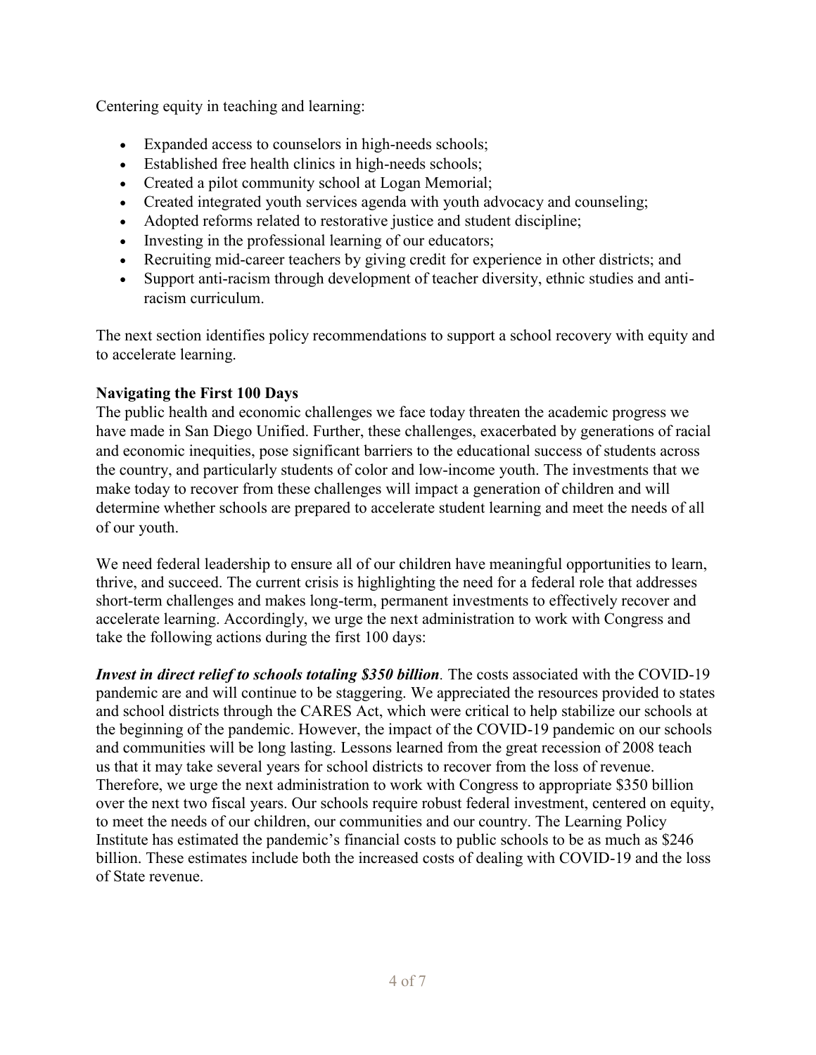Centering equity in teaching and learning:

- Expanded access to counselors in high-needs schools;
- Established free health clinics in high-needs schools;
- Created a pilot community school at Logan Memorial;
- Created integrated youth services agenda with youth advocacy and counseling;
- Adopted reforms related to restorative justice and student discipline;
- Investing in the professional learning of our educators;
- Recruiting mid-career teachers by giving credit for experience in other districts; and
- Support anti-racism through development of teacher diversity, ethnic studies and anti-racism curriculum.

The next section identifies policy recommendations to support a school recovery with equity and to accelerate learning.

**Navigating the First 100 Days**

The public health and economic challenges we face today threaten the academic progress we have made in San Diego Unified. Further, these challenges, exacerbated by generations of racial and economic inequities, pose significant barriers to the educational success of students across the country, and particularly students of color and low-income youth. The investments that we make today to recover from these challenges will impact a generation of children and will determine whether schools are prepared to accelerate student learning and meet the needs of all of our youth.

We need federal leadership to ensure all of our children have meaningful opportunities to learn, thrive, and succeed. The current crisis is highlighting the need for a federal role that addresses short-term challenges and makes long-term, permanent investments to effectively recover and accelerate learning. Accordingly, we urge the next administration to work with Congress and take the following actions during the first 100 days:

***Invest in direct relief to schools totaling $350 billion****.* The costs associated with the COVID-19 pandemic are and will continue to be staggering. We appreciated the resources provided to states and school districts through the CARES Act, which were critical to help stabilize our schools at the beginning of the pandemic. However, the impact of the COVID-19 pandemic on our schools and communities will be long lasting. Lessons learned from the great recession of 2008 teach us that it may take several years for school districts to recover from the loss of revenue. Therefore, we urge the next administration to work with Congress to appropriate $350 billion over the next two fiscal years. Our schools require robust federal investment, centered on equity, to meet the needs of our children, our communities and our country. The Learning Policy Institute has estimated the pandemic's financial costs to public schools to be as much as $246 billion. These estimates include both the increased costs of dealing with COVID-19 and the loss of State revenue.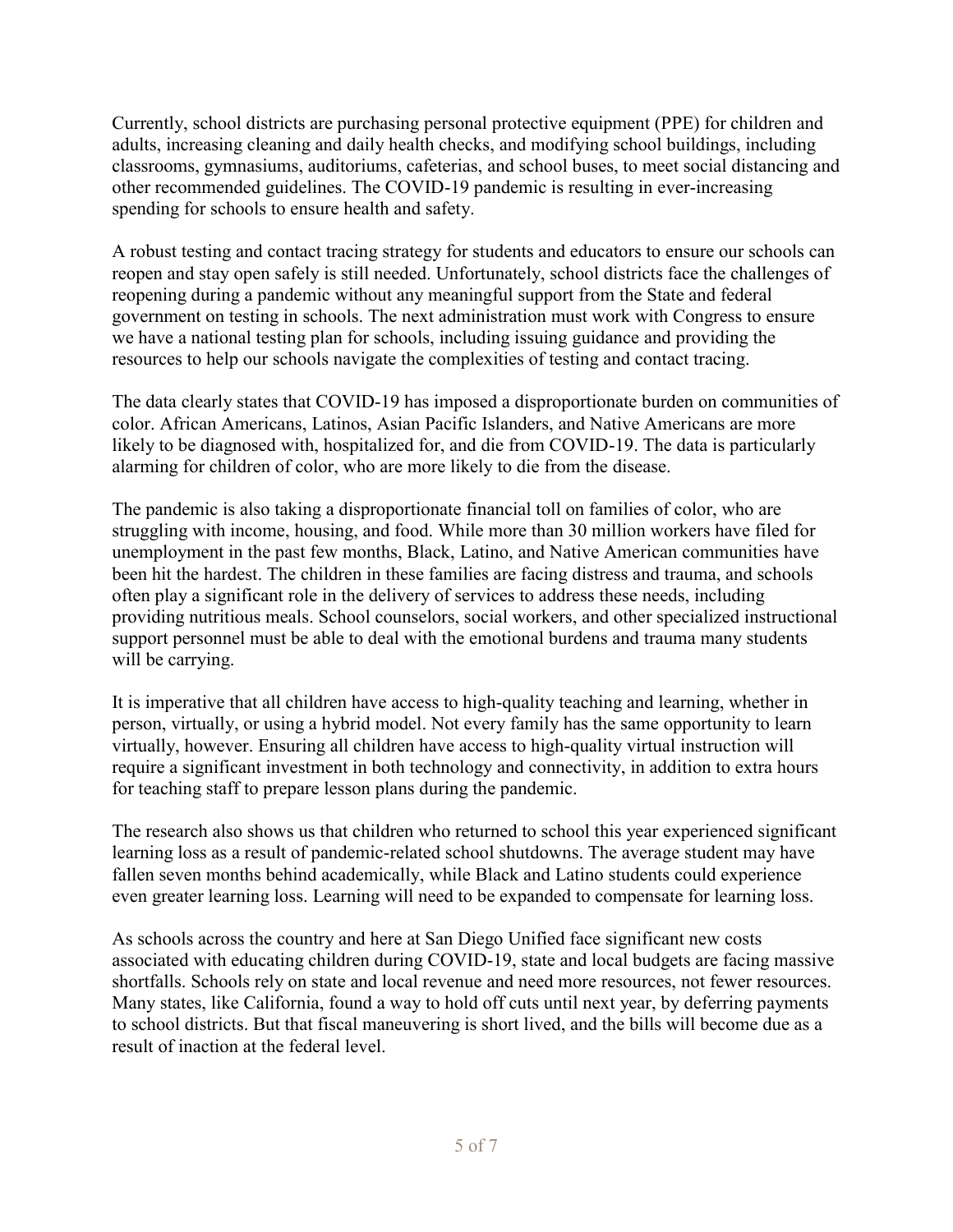Currently, school districts are purchasing personal protective equipment (PPE) for children and adults, increasing cleaning and daily health checks, and modifying school buildings, including classrooms, gymnasiums, auditoriums, cafeterias, and school buses, to meet social distancing and other recommended guidelines. The COVID-19 pandemic is resulting in ever-increasing spending for schools to ensure health and safety.

A robust testing and contact tracing strategy for students and educators to ensure our schools can reopen and stay open safely is still needed. Unfortunately, school districts face the challenges of reopening during a pandemic without any meaningful support from the State and federal government on testing in schools. The next administration must work with Congress to ensure we have a national testing plan for schools, including issuing guidance and providing the resources to help our schools navigate the complexities of testing and contact tracing.

The data clearly states that COVID-19 has imposed a disproportionate burden on communities of color. African Americans, Latinos, Asian Pacific Islanders, and Native Americans are more likely to be diagnosed with, hospitalized for, and die from COVID-19. The data is particularly alarming for children of color, who are more likely to die from the disease.

The pandemic is also taking a disproportionate financial toll on families of color, who are struggling with income, housing, and food. While more than 30 million workers have filed for unemployment in the past few months, Black, Latino, and Native American communities have been hit the hardest. The children in these families are facing distress and trauma, and schools often play a significant role in the delivery of services to address these needs, including providing nutritious meals. School counselors, social workers, and other specialized instructional support personnel must be able to deal with the emotional burdens and trauma many students will be carrying.

It is imperative that all children have access to high-quality teaching and learning, whether in person, virtually, or using a hybrid model. Not every family has the same opportunity to learn virtually, however. Ensuring all children have access to high-quality virtual instruction will require a significant investment in both technology and connectivity, in addition to extra hours for teaching staff to prepare lesson plans during the pandemic.

The research also shows us that children who returned to school this year experienced significant learning loss as a result of pandemic-related school shutdowns. The average student may have fallen seven months behind academically, while Black and Latino students could experience even greater learning loss. Learning will need to be expanded to compensate for learning loss.

As schools across the country and here at San Diego Unified face significant new costs associated with educating children during COVID-19, state and local budgets are facing massive shortfalls. Schools rely on state and local revenue and need more resources, not fewer resources. Many states, like California, found a way to hold off cuts until next year, by deferring payments to school districts. But that fiscal maneuvering is short lived, and the bills will become due as a result of inaction at the federal level.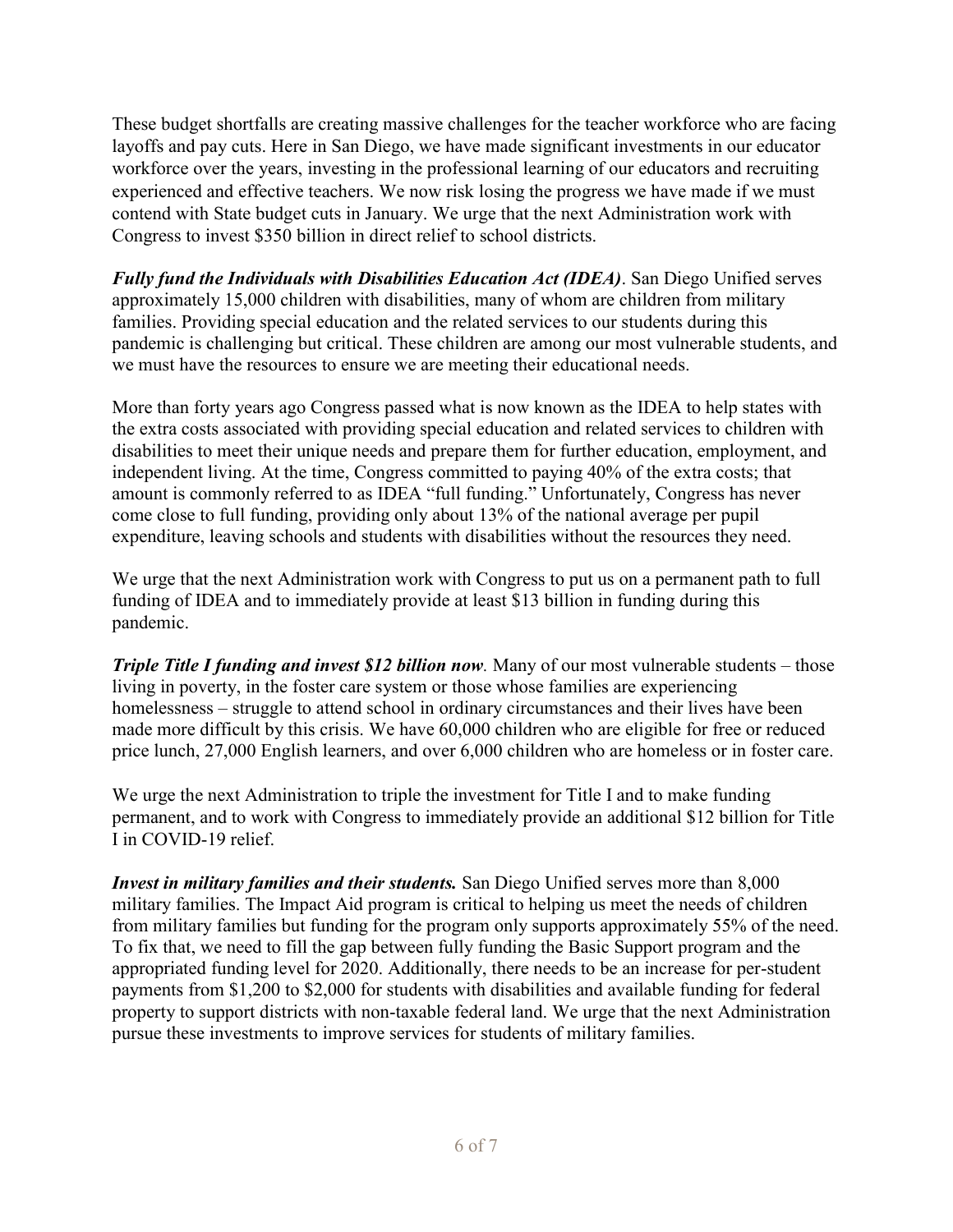These budget shortfalls are creating massive challenges for the teacher workforce who are facing layoffs and pay cuts. Here in San Diego, we have made significant investments in our educator workforce over the years, investing in the professional learning of our educators and recruiting experienced and effective teachers. We now risk losing the progress we have made if we must contend with State budget cuts in January. We urge that the next Administration work with Congress to invest $350 billion in direct relief to school districts.

***Fully fund the Individuals with Disabilities Education Act (IDEA)***. San Diego Unified serves approximately 15,000 children with disabilities, many of whom are children from military families. Providing special education and the related services to our students during this pandemic is challenging but critical. These children are among our most vulnerable students, and we must have the resources to ensure we are meeting their educational needs.

More than forty years ago Congress passed what is now known as the IDEA to help states with the extra costs associated with providing special education and related services to children with disabilities to meet their unique needs and prepare them for further education, employment, and independent living. At the time, Congress committed to paying 40% of the extra costs; that amount is commonly referred to as IDEA "full funding." Unfortunately, Congress has never come close to full funding, providing only about 13% of the national average per pupil expenditure, leaving schools and students with disabilities without the resources they need.

We urge that the next Administration work with Congress to put us on a permanent path to full funding of IDEA and to immediately provide at least $13 billion in funding during this pandemic.

***Triple Title I funding and invest $12 billion now***. Many of our most vulnerable students – those living in poverty, in the foster care system or those whose families are experiencing homelessness – struggle to attend school in ordinary circumstances and their lives have been made more difficult by this crisis. We have 60,000 children who are eligible for free or reduced price lunch, 27,000 English learners, and over 6,000 children who are homeless or in foster care.

We urge the next Administration to triple the investment for Title I and to make funding permanent, and to work with Congress to immediately provide an additional $12 billion for Title I in COVID-19 relief.

***Invest in military families and their students.*** San Diego Unified serves more than 8,000 military families. The Impact Aid program is critical to helping us meet the needs of children from military families but funding for the program only supports approximately 55% of the need. To fix that, we need to fill the gap between fully funding the Basic Support program and the appropriated funding level for 2020. Additionally, there needs to be an increase for per-student payments from $1,200 to $2,000 for students with disabilities and available funding for federal property to support districts with non-taxable federal land. We urge that the next Administration pursue these investments to improve services for students of military families.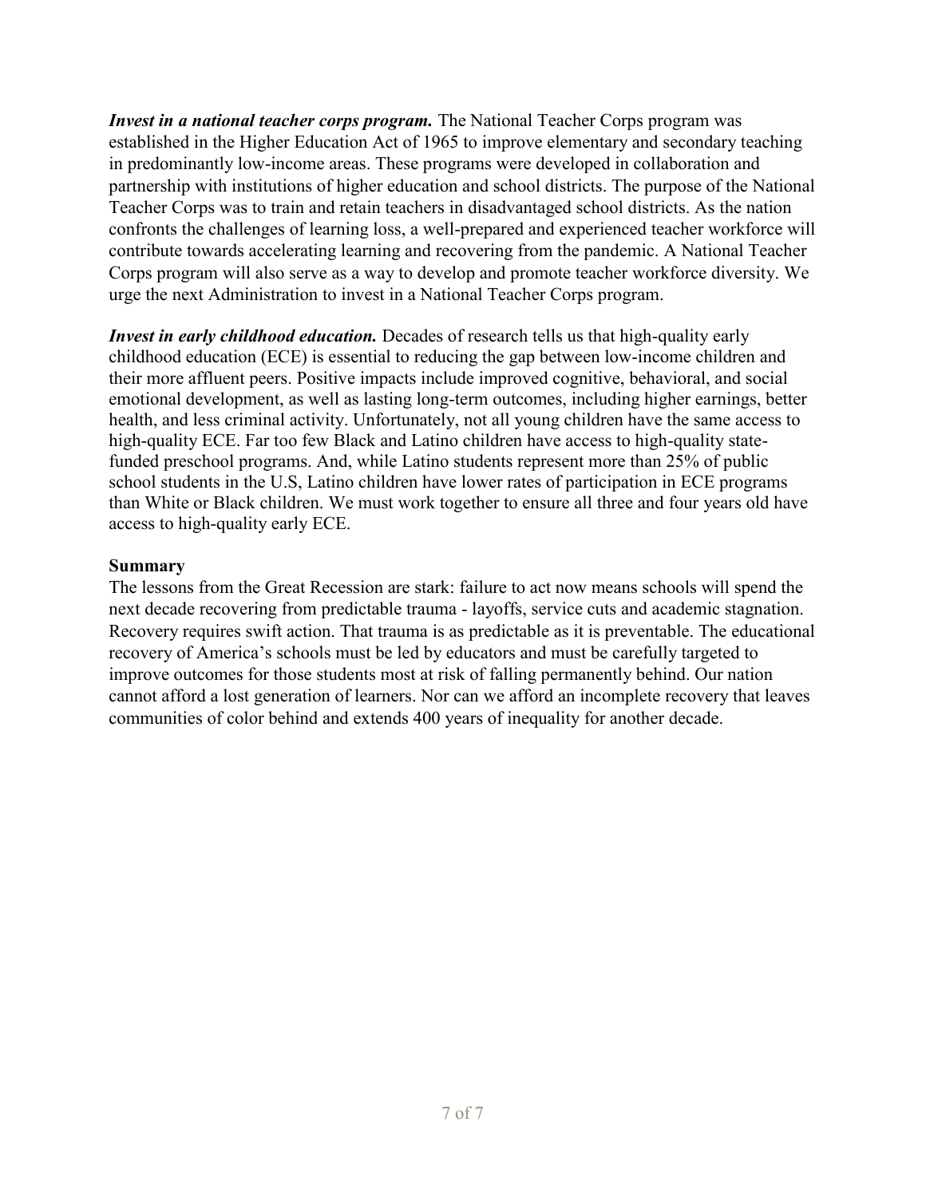***Invest in a national teacher corps program.*** The National Teacher Corps program was established in the Higher Education Act of 1965 to improve elementary and secondary teaching in predominantly low-income areas. These programs were developed in collaboration and partnership with institutions of higher education and school districts. The purpose of the National Teacher Corps was to train and retain teachers in disadvantaged school districts. As the nation confronts the challenges of learning loss, a well-prepared and experienced teacher workforce will contribute towards accelerating learning and recovering from the pandemic. A National Teacher Corps program will also serve as a way to develop and promote teacher workforce diversity. We urge the next Administration to invest in a National Teacher Corps program.

***Invest in early childhood education.*** Decades of research tells us that high-quality early childhood education (ECE) is essential to reducing the gap between low-income children and their more affluent peers. Positive impacts include improved cognitive, behavioral, and social emotional development, as well as lasting long-term outcomes, including higher earnings, better health, and less criminal activity. Unfortunately, not all young children have the same access to high-quality ECE. Far too few Black and Latino children have access to high-quality state-funded preschool programs. And, while Latino students represent more than 25% of public school students in the U.S, Latino children have lower rates of participation in ECE programs than White or Black children. We must work together to ensure all three and four years old have access to high-quality early ECE.

**Summary**

The lessons from the Great Recession are stark: failure to act now means schools will spend the next decade recovering from predictable trauma - layoffs, service cuts and academic stagnation. Recovery requires swift action. That trauma is as predictable as it is preventable. The educational recovery of America's schools must be led by educators and must be carefully targeted to improve outcomes for those students most at risk of falling permanently behind. Our nation cannot afford a lost generation of learners. Nor can we afford an incomplete recovery that leaves communities of color behind and extends 400 years of inequality for another decade.